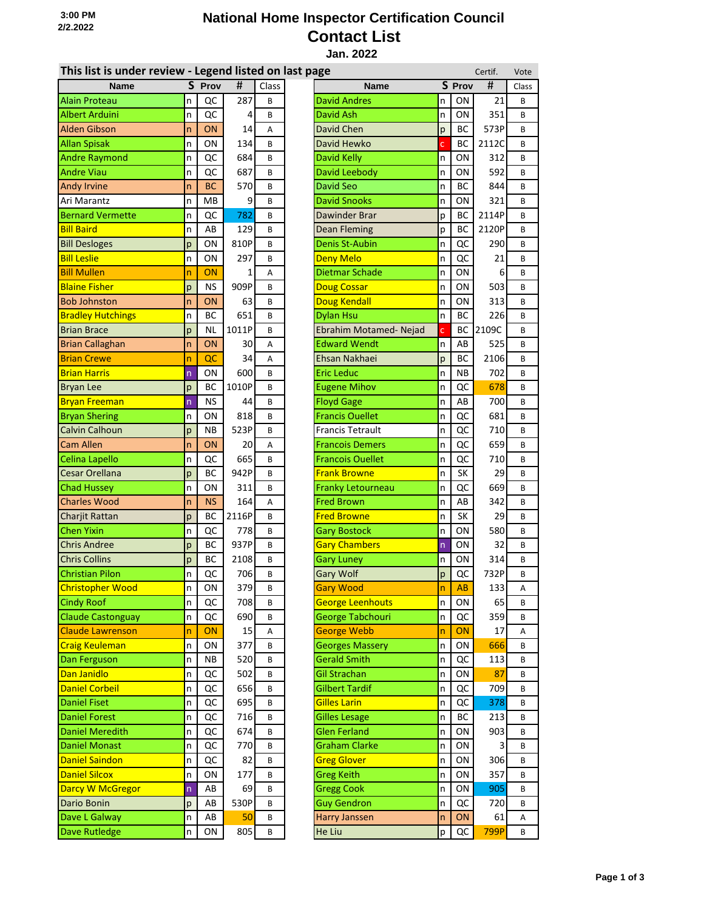3:00 PM
2/2.2022

# National Home Inspector Certification Council
## Contact List
### Jan. 2022

**This list is under review - Legend listed on last page**

| Name | S | Prov | # | Class | Name | S | Prov | Certif. # | Vote Class |
|---|---|---|---|---|---|---|---|---|---|
| Alain Proteau | n | QC | 287 | B | David Andres | n | ON | 21 | B |
| Albert Arduini | n | QC | 4 | B | David Ash | n | ON | 351 | B |
| Alden Gibson | n | ON | 14 | A | David Chen | p | BC | 573P | B |
| Allan Spisak | n | ON | 134 | B | David Hewko | c | BC | 2112C | B |
| Andre Raymond | n | QC | 684 | B | David Kelly | n | ON | 312 | B |
| Andre Viau | n | QC | 687 | B | David Leebody | n | ON | 592 | B |
| Andy Irvine | n | BC | 570 | B | David Seo | n | BC | 844 | B |
| Ari Marantz | n | MB | 9 | B | David Snooks | n | ON | 321 | B |
| Bernard Vermette | n | QC | 782 | B | Dawinder Brar | p | BC | 2114P | B |
| Bill Baird | n | AB | 129 | B | Dean Fleming | p | BC | 2120P | B |
| Bill Desloges | p | ON | 810P | B | Denis St-Aubin | n | QC | 290 | B |
| Bill Leslie | n | ON | 297 | B | Deny Melo | n | QC | 21 | B |
| Bill Mullen | n | ON | 1 | A | Dietmar Schade | n | ON | 6 | B |
| Blaine Fisher | p | NS | 909P | B | Doug Cossar | n | ON | 503 | B |
| Bob Johnston | n | ON | 63 | B | Doug Kendall | n | ON | 313 | B |
| Bradley Hutchings | n | BC | 651 | B | Dylan Hsu | n | BC | 226 | B |
| Brian Brace | p | NL | 1011P | B | Ebrahim Motamed- Nejad | c | BC | 2109C | B |
| Brian Callaghan | n | ON | 30 | A | Edward Wendt | n | AB | 525 | B |
| Brian Crewe | n | QC | 34 | A | Ehsan Nakhaei | p | BC | 2106 | B |
| Brian Harris | n | ON | 600 | B | Eric Leduc | n | NB | 702 | B |
| Bryan Lee | p | BC | 1010P | B | Eugene Mihov | n | QC | 678 | B |
| Bryan Freeman | n | NS | 44 | B | Floyd Gage | n | AB | 700 | B |
| Bryan Shering | n | ON | 818 | B | Francis Ouellet | n | QC | 681 | B |
| Calvin Calhoun | p | NB | 523P | B | Francis Tetrault | n | QC | 710 | B |
| Cam Allen | n | ON | 20 | A | Francois Demers | n | QC | 659 | B |
| Celina Lapello | n | QC | 665 | B | Francois Ouellet | n | QC | 710 | B |
| Cesar Orellana | p | BC | 942P | B | Frank Browne | n | SK | 29 | B |
| Chad Hussey | n | ON | 311 | B | Franky Letourneau | n | QC | 669 | B |
| Charles Wood | n | NS | 164 | A | Fred Brown | n | AB | 342 | B |
| Charjit Rattan | p | BC | 2116P | B | Fred Browne | n | SK | 29 | B |
| Chen Yixin | n | QC | 778 | B | Gary Bostock | n | ON | 580 | B |
| Chris Andree | p | BC | 937P | B | Gary Chambers | n | ON | 32 | B |
| Chris Collins | p | BC | 2108 | B | Gary Luney | n | ON | 314 | B |
| Christian Pilon | n | QC | 706 | B | Gary Wolf | p | QC | 732P | B |
| Christopher Wood | n | ON | 379 | B | Gary Wood | n | AB | 133 | A |
| Cindy Roof | n | QC | 708 | B | George Leenhouts | n | ON | 65 | B |
| Claude Castonguay | n | QC | 690 | B | George Tabchouri | n | QC | 359 | B |
| Claude Lawrenson | n | ON | 15 | A | George Webb | n | ON | 17 | A |
| Craig Keuleman | n | ON | 377 | B | Georges Massery | n | ON | 666 | B |
| Dan Ferguson | n | NB | 520 | B | Gerald Smith | n | QC | 113 | B |
| Dan Janidlo | n | QC | 502 | B | Gil Strachan | n | ON | 87 | B |
| Daniel Corbeil | n | QC | 656 | B | Gilbert Tardif | n | QC | 709 | B |
| Daniel Fiset | n | QC | 695 | B | Gilles Larin | n | QC | 378 | B |
| Daniel Forest | n | QC | 716 | B | Gilles Lesage | n | BC | 213 | B |
| Daniel Meredith | n | QC | 674 | B | Glen Ferland | n | ON | 903 | B |
| Daniel Monast | n | QC | 770 | B | Graham Clarke | n | ON | 3 | B |
| Daniel Saindon | n | QC | 82 | B | Greg Glover | n | ON | 306 | B |
| Daniel Silcox | n | ON | 177 | B | Greg Keith | n | ON | 357 | B |
| Darcy W McGregor | n | AB | 69 | B | Gregg Cook | n | ON | 905 | B |
| Dario Bonin | p | AB | 530P | B | Guy Gendron | n | QC | 720 | B |
| Dave L Galway | n | AB | 50 | B | Harry Janssen | n | ON | 61 | A |
| Dave Rutledge | n | ON | 805 | B | He Liu | p | QC | 799P | B |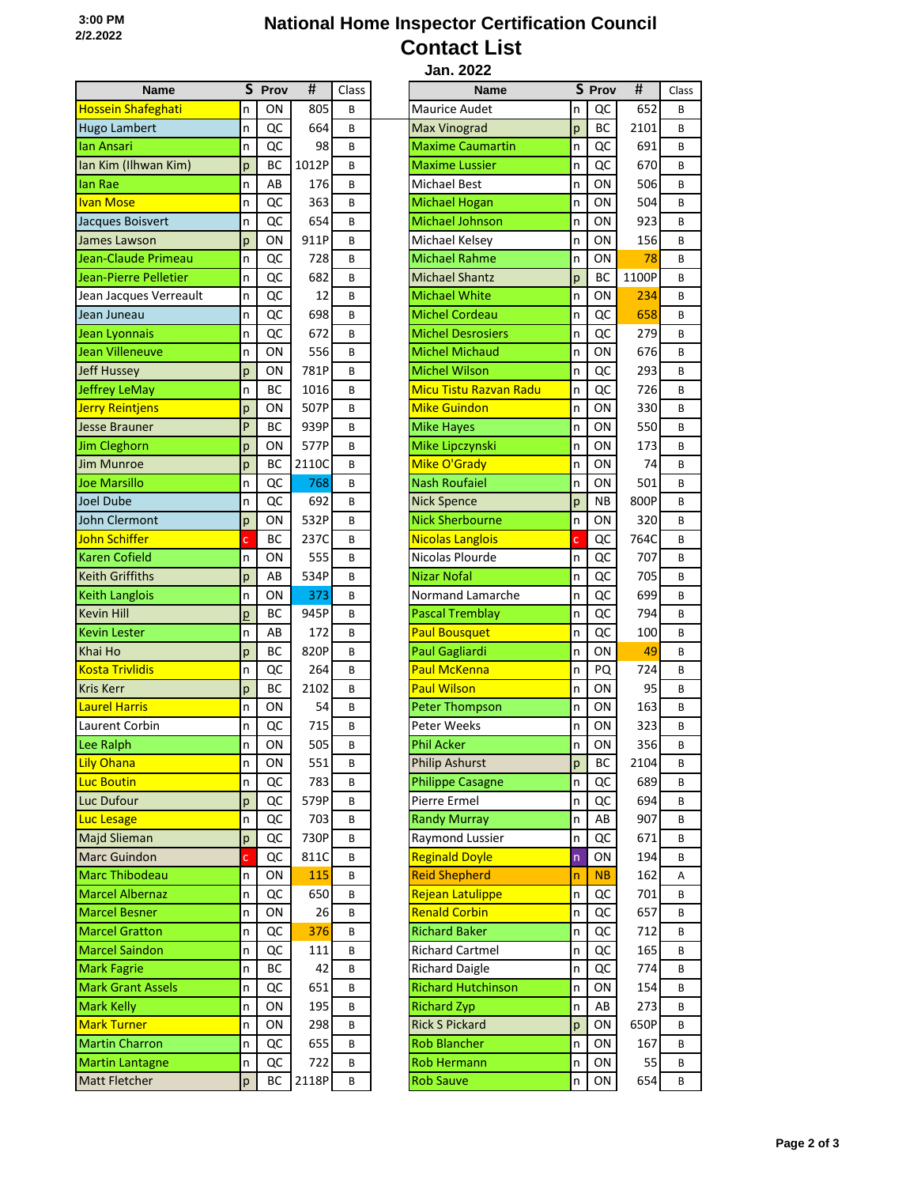3:00 PM
2/2.2022

# National Home Inspector Certification Council
## Contact List
### Jan. 2022

| Name | S | Prov | # | Class |
|---|---|---|---|---|
| Hossein Shafeghati | n | ON | 805 | B |
| Hugo Lambert | n | QC | 664 | B |
| Ian Ansari | n | QC | 98 | B |
| Ian Kim (Ilhwan Kim) | p | BC | 1012P | B |
| Ian Rae | n | AB | 176 | B |
| Ivan Mose | n | QC | 363 | B |
| Jacques Boisvert | n | QC | 654 | B |
| James Lawson | p | ON | 911P | B |
| Jean-Claude Primeau | n | QC | 728 | B |
| Jean-Pierre Pelletier | n | QC | 682 | B |
| Jean Jacques Verreault | n | QC | 12 | B |
| Jean Juneau | n | QC | 698 | B |
| Jean Lyonnais | n | QC | 672 | B |
| Jean Villeneuve | n | ON | 556 | B |
| Jeff Hussey | p | ON | 781P | B |
| Jeffrey LeMay | n | BC | 1016 | B |
| Jerry Reintjens | p | ON | 507P | B |
| Jesse Brauner | P | BC | 939P | B |
| Jim Cleghorn | p | ON | 577P | B |
| Jim Munroe | p | BC | 2110C | B |
| Joe Marsillo | n | QC | 768 | B |
| Joel Dube | n | QC | 692 | B |
| John Clermont | p | ON | 532P | B |
| John Schiffer | c | BC | 237C | B |
| Karen Cofield | n | ON | 555 | B |
| Keith Griffiths | p | AB | 534P | B |
| Keith Langlois | n | ON | 373 | B |
| Kevin Hill | p | BC | 945P | B |
| Kevin Lester | n | AB | 172 | B |
| Khai Ho | p | BC | 820P | B |
| Kosta Trivlidis | n | QC | 264 | B |
| Kris Kerr | p | BC | 2102 | B |
| Laurel Harris | n | ON | 54 | B |
| Laurent Corbin | n | QC | 715 | B |
| Lee Ralph | n | ON | 505 | B |
| Lily Ohana | n | ON | 551 | B |
| Luc Boutin | n | QC | 783 | B |
| Luc Dufour | p | QC | 579P | B |
| Luc Lesage | n | QC | 703 | B |
| Majd Slieman | p | QC | 730P | B |
| Marc Guindon | c | QC | 811C | B |
| Marc Thibodeau | n | ON | 115 | B |
| Marcel Albernaz | n | QC | 650 | B |
| Marcel Besner | n | ON | 26 | B |
| Marcel Gratton | n | QC | 376 | B |
| Marcel Saindon | n | QC | 111 | B |
| Mark Fagrie | n | BC | 42 | B |
| Mark Grant Assels | n | QC | 651 | B |
| Mark Kelly | n | ON | 195 | B |
| Mark Turner | n | ON | 298 | B |
| Martin Charron | n | QC | 655 | B |
| Martin Lantagne | n | QC | 722 | B |
| Matt Fletcher | p | BC | 2118P | B |
| Maurice Audet | n | QC | 652 | B |
| Max Vinograd | p | BC | 2101 | B |
| Maxime Caumartin | n | QC | 691 | B |
| Maxime Lussier | n | QC | 670 | B |
| Michael Best | n | ON | 506 | B |
| Michael Hogan | n | ON | 504 | B |
| Michael Johnson | n | ON | 923 | B |
| Michael Kelsey | n | ON | 156 | B |
| Michael Rahme | n | ON | 78 | B |
| Michael Shantz | p | BC | 1100P | B |
| Michael White | n | ON | 234 | B |
| Michel Cordeau | n | QC | 658 | B |
| Michel Desrosiers | n | QC | 279 | B |
| Michel Michaud | n | ON | 676 | B |
| Michel Wilson | n | QC | 293 | B |
| Micu Tistu Razvan Radu | n | QC | 726 | B |
| Mike Guindon | n | ON | 330 | B |
| Mike Hayes | n | ON | 550 | B |
| Mike Lipczynski | n | ON | 173 | B |
| Mike O'Grady | n | ON | 74 | B |
| Nash Roufaiel | n | ON | 501 | B |
| Nick Spence | p | NB | 800P | B |
| Nick Sherbourne | n | ON | 320 | B |
| Nicolas Langlois | c | QC | 764C | B |
| Nicolas Plourde | n | QC | 707 | B |
| Nizar Nofal | n | QC | 705 | B |
| Normand Lamarche | n | QC | 699 | B |
| Pascal Tremblay | n | QC | 794 | B |
| Paul Bousquet | n | QC | 100 | B |
| Paul Gagliardi | n | ON | 49 | B |
| Paul McKenna | n | PQ | 724 | B |
| Paul Wilson | n | ON | 95 | B |
| Peter Thompson | n | ON | 163 | B |
| Peter Weeks | n | ON | 323 | B |
| Phil Acker | n | ON | 356 | B |
| Philip Ashurst | p | BC | 2104 | B |
| Philippe Casagne | n | QC | 689 | B |
| Pierre Ermel | n | QC | 694 | B |
| Randy Murray | n | AB | 907 | B |
| Raymond Lussier | n | QC | 671 | B |
| Reginald Doyle | n | ON | 194 | B |
| Reid Shepherd | n | NB | 162 | A |
| Rejean Latulippe | n | QC | 701 | B |
| Renald Corbin | n | QC | 657 | B |
| Richard Baker | n | QC | 712 | B |
| Richard Cartmel | n | QC | 165 | B |
| Richard Daigle | n | QC | 774 | B |
| Richard Hutchinson | n | ON | 154 | B |
| Richard Zyp | n | AB | 273 | B |
| Rick S Pickard | p | ON | 650P | B |
| Rob Blancher | n | ON | 167 | B |
| Rob Hermann | n | ON | 55 | B |
| Rob Sauve | n | ON | 654 | B |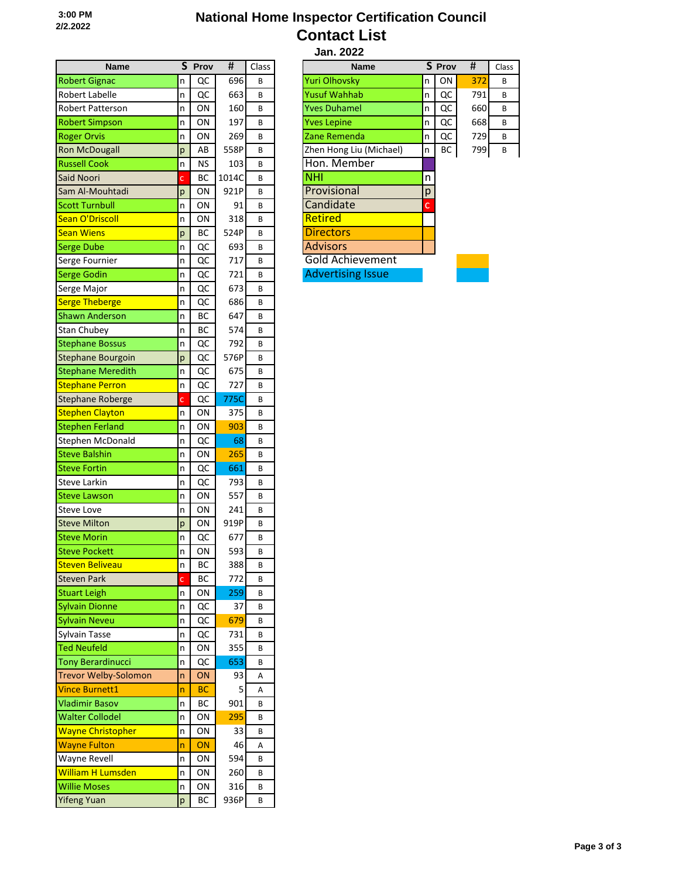3:00 PM
2/2.2022

# National Home Inspector Certification Council
## Contact List
### Jan. 2022

| Name | S | Prov | # | Class |
|---|---|---|---|---|
| Robert Gignac | n | QC | 696 | B |
| Robert Labelle | n | QC | 663 | B |
| Robert Patterson | n | ON | 160 | B |
| Robert Simpson | n | ON | 197 | B |
| Roger Orvis | n | ON | 269 | B |
| Ron McDougall | p | AB | 558P | B |
| Russell Cook | n | NS | 103 | B |
| Said Noori | c | BC | 1014C | B |
| Sam Al-Mouhtadi | p | ON | 921P | B |
| Scott Turnbull | n | ON | 91 | B |
| Sean O'Driscoll | n | ON | 318 | B |
| Sean Wiens | p | BC | 524P | B |
| Serge Dube | n | QC | 693 | B |
| Serge Fournier | n | QC | 717 | B |
| Serge Godin | n | QC | 721 | B |
| Serge Major | n | QC | 673 | B |
| Serge Theberge | n | QC | 686 | B |
| Shawn Anderson | n | BC | 647 | B |
| Stan Chubey | n | BC | 574 | B |
| Stephane Bossus | n | QC | 792 | B |
| Stephane Bourgoin | p | QC | 576P | B |
| Stephane Meredith | n | QC | 675 | B |
| Stephane Perron | n | QC | 727 | B |
| Stephane Roberge | c | QC | 775C | B |
| Stephen Clayton | n | ON | 375 | B |
| Stephen Ferland | n | ON | 903 | B |
| Stephen McDonald | n | QC | 68 | B |
| Steve Balshin | n | ON | 265 | B |
| Steve Fortin | n | QC | 661 | B |
| Steve Larkin | n | QC | 793 | B |
| Steve Lawson | n | ON | 557 | B |
| Steve Love | n | ON | 241 | B |
| Steve Milton | p | ON | 919P | B |
| Steve Morin | n | QC | 677 | B |
| Steve Pockett | n | ON | 593 | B |
| Steven Beliveau | n | BC | 388 | B |
| Steven Park | c | BC | 772 | B |
| Stuart Leigh | n | ON | 259 | B |
| Sylvain Dionne | n | QC | 37 | B |
| Sylvain Neveu | n | QC | 679 | B |
| Sylvain Tasse | n | QC | 731 | B |
| Ted Neufeld | n | ON | 355 | B |
| Tony Berardinucci | n | QC | 653 | B |
| Trevor Welby-Solomon | n | ON | 93 | A |
| Vince Burnett1 | n | BC | 5 | A |
| Vladimir Basov | n | BC | 901 | B |
| Walter Collodel | n | ON | 295 | B |
| Wayne Christopher | n | ON | 33 | B |
| Wayne Fulton | n | ON | 46 | A |
| Wayne Revell | n | ON | 594 | B |
| William H Lumsden | n | ON | 260 | B |
| Willie Moses | n | ON | 316 | B |
| Yifeng Yuan | p | BC | 936P | B |
| Yuri Olhovsky | n | ON | 372 | B |
| Yusuf Wahhab | n | QC | 791 | B |
| Yves Duhamel | n | QC | 660 | B |
| Yves Lepine | n | QC | 668 | B |
| Zane Remenda | n | QC | 729 | B |
| Zhen Hong Liu (Michael) | n | BC | 799 | B |

| Legend | |
|---|---|
| Hon. Member | |
| NHI | n |
| Provisional | p |
| Candidate | c |
| Retired | |
| Directors | |
| Advisors | |
| Gold Achievement | |
| Advertising Issue | |